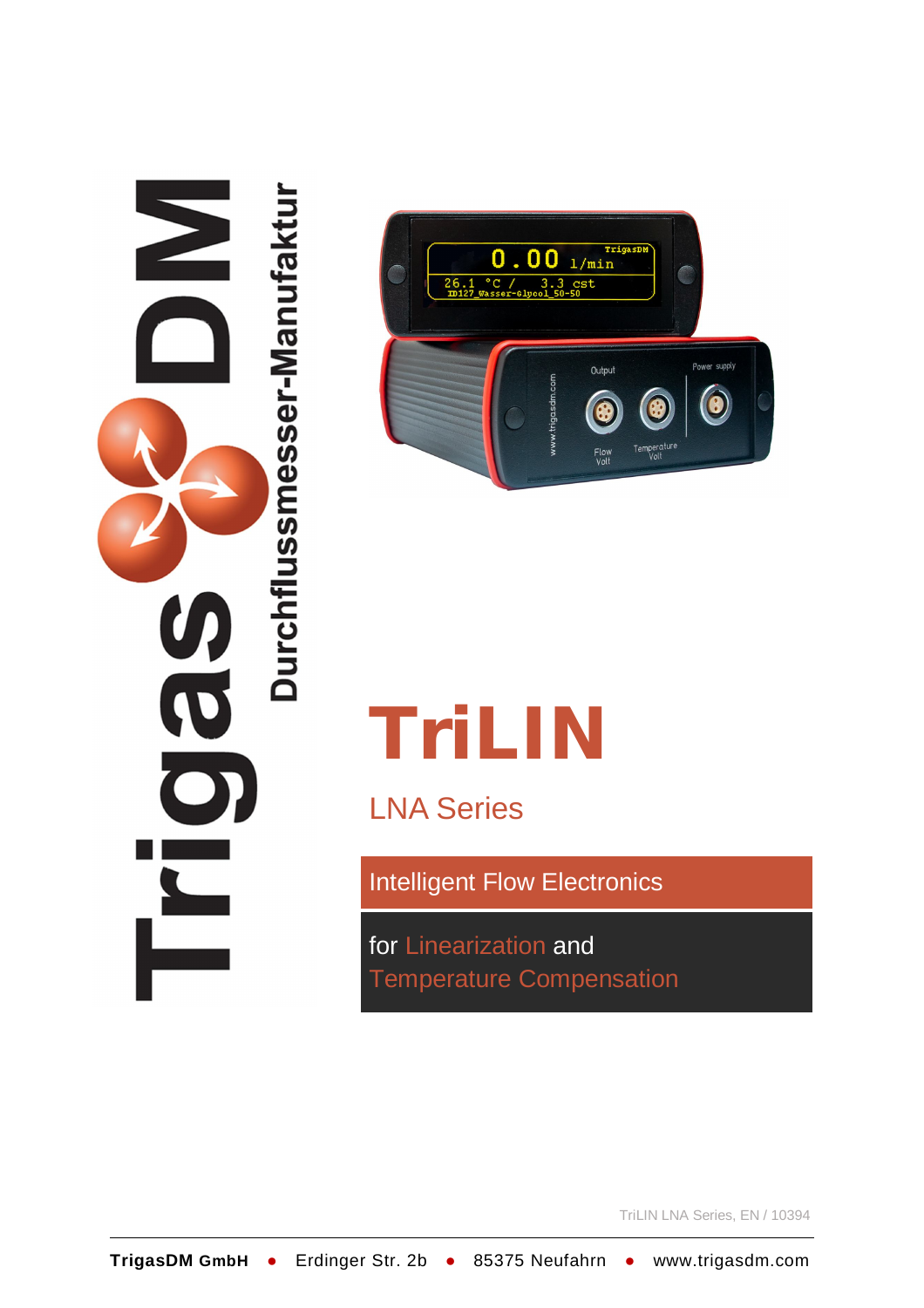TrigasDM

Durchflussmesser-Manufaktur

# TriLIN

## LNA Series

**Intelligent Flow Electronics**

for Linearization and Temperature Compensation

TriLIN LNA Series, EN / 10394

**TrigasDM GmbH** • Erdinger Str. 2b • 85375 Neufahrn • www.trigasdm.com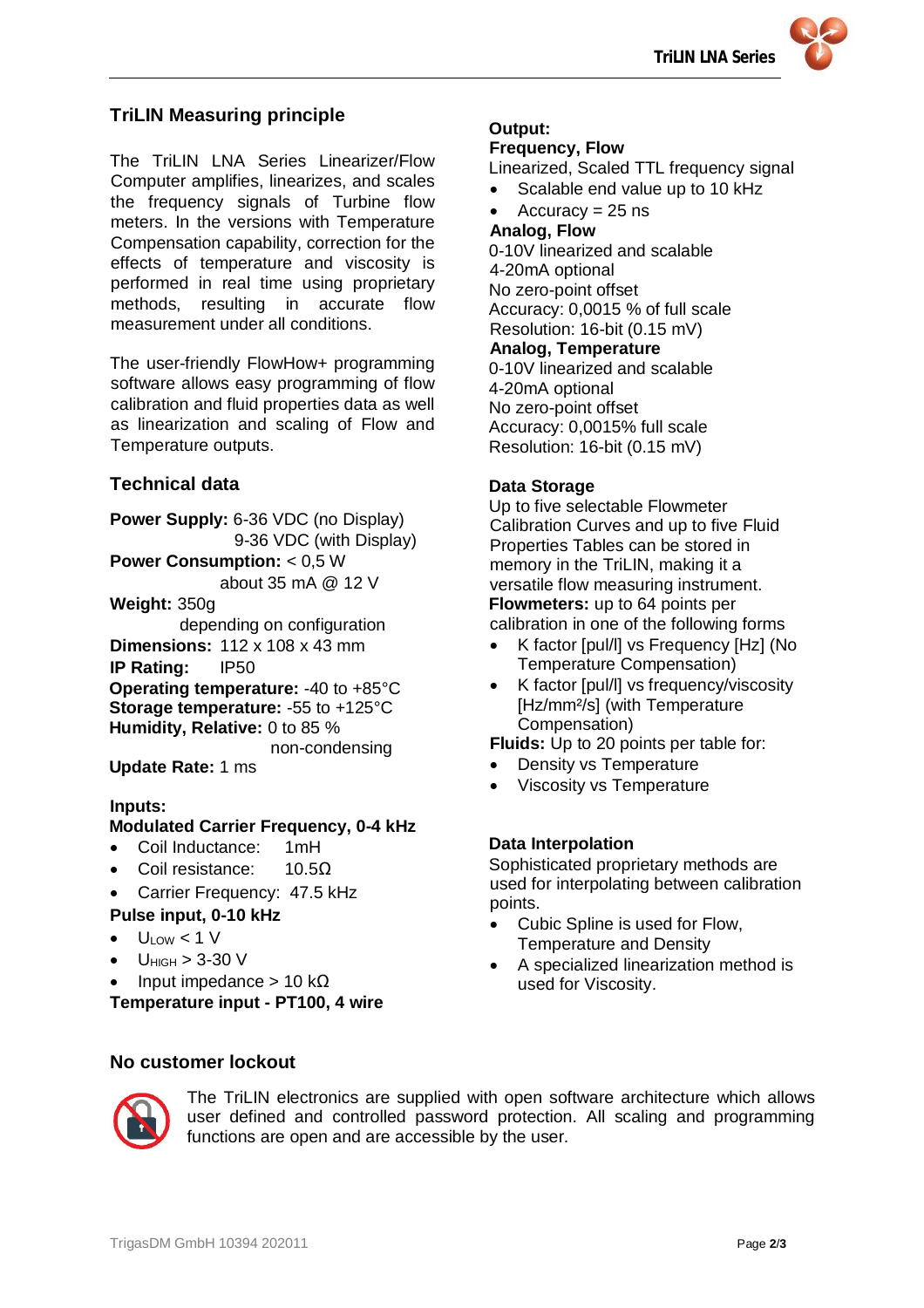## TriLIN Measuring principle

The TriLIN LNA Series Linearizer/Flow Computer amplifies, linearizes, and scales the frequency signals of Turbine flow meters. In the versions with Temperature Compensation capability, correction for the effects of temperature and viscosity is performed in real time using proprietary methods, resulting in accurate flow measurement under all conditions.

The user-friendly FlowHow+ programming software allows easy programming of flow calibration and fluid properties data as well as linearization and scaling of Flow and Temperature outputs.

## Technical data

**Power Supply:** 6-36 VDC (no Display)
9-36 VDC (with Display)
**Power Consumption:** < 0,5 W
about 35 mA @ 12 V
**Weight:** 350g
depending on configuration
**Dimensions:** 112 x 108 x 43 mm
**IP Rating:** IP50
**Operating temperature:** -40 to +85°C
**Storage temperature:** -55 to +125°C
**Humidity, Relative:** 0 to 85 %
non-condensing
**Update Rate:** 1 ms

**Inputs:**
**Modulated Carrier Frequency, 0-4 kHz**

- Coil Inductance: 1mH
- Coil resistance: 10.5Ω
- Carrier Frequency: 47.5 kHz

**Pulse input, 0-10 kHz**

- $U_{LOW}$ < 1 V
- $U_{HIGH}$ > 3-30 V
- Input impedance > 10 kΩ

**Temperature input - PT100, 4 wire**

**Output:**
**Frequency, Flow**
Linearized, Scaled TTL frequency signal

- Scalable end value up to 10 kHz
- Accuracy = 25 ns

**Analog, Flow**
0-10V linearized and scalable
4-20mA optional
No zero-point offset
Accuracy: 0,0015 % of full scale
Resolution: 16-bit (0.15 mV)
**Analog, Temperature**
0-10V linearized and scalable
4-20mA optional
No zero-point offset
Accuracy: 0,0015% full scale
Resolution: 16-bit (0.15 mV)

**Data Storage**
Up to five selectable Flowmeter Calibration Curves and up to five Fluid Properties Tables can be stored in memory in the TriLIN, making it a versatile flow measuring instrument.
**Flowmeters:** up to 64 points per calibration in one of the following forms

- K factor [pul/l] vs Frequency [Hz] (No Temperature Compensation)
- K factor [pul/l] vs frequency/viscosity [Hz/mm²/s] (with Temperature Compensation)

**Fluids:** Up to 20 points per table for:

- Density vs Temperature
- Viscosity vs Temperature

**Data Interpolation**
Sophisticated proprietary methods are used for interpolating between calibration points.

- Cubic Spline is used for Flow, Temperature and Density
- A specialized linearization method is used for Viscosity.

## No customer lockout

The TriLIN electronics are supplied with open software architecture which allows user defined and controlled password protection. All scaling and programming functions are open and are accessible by the user.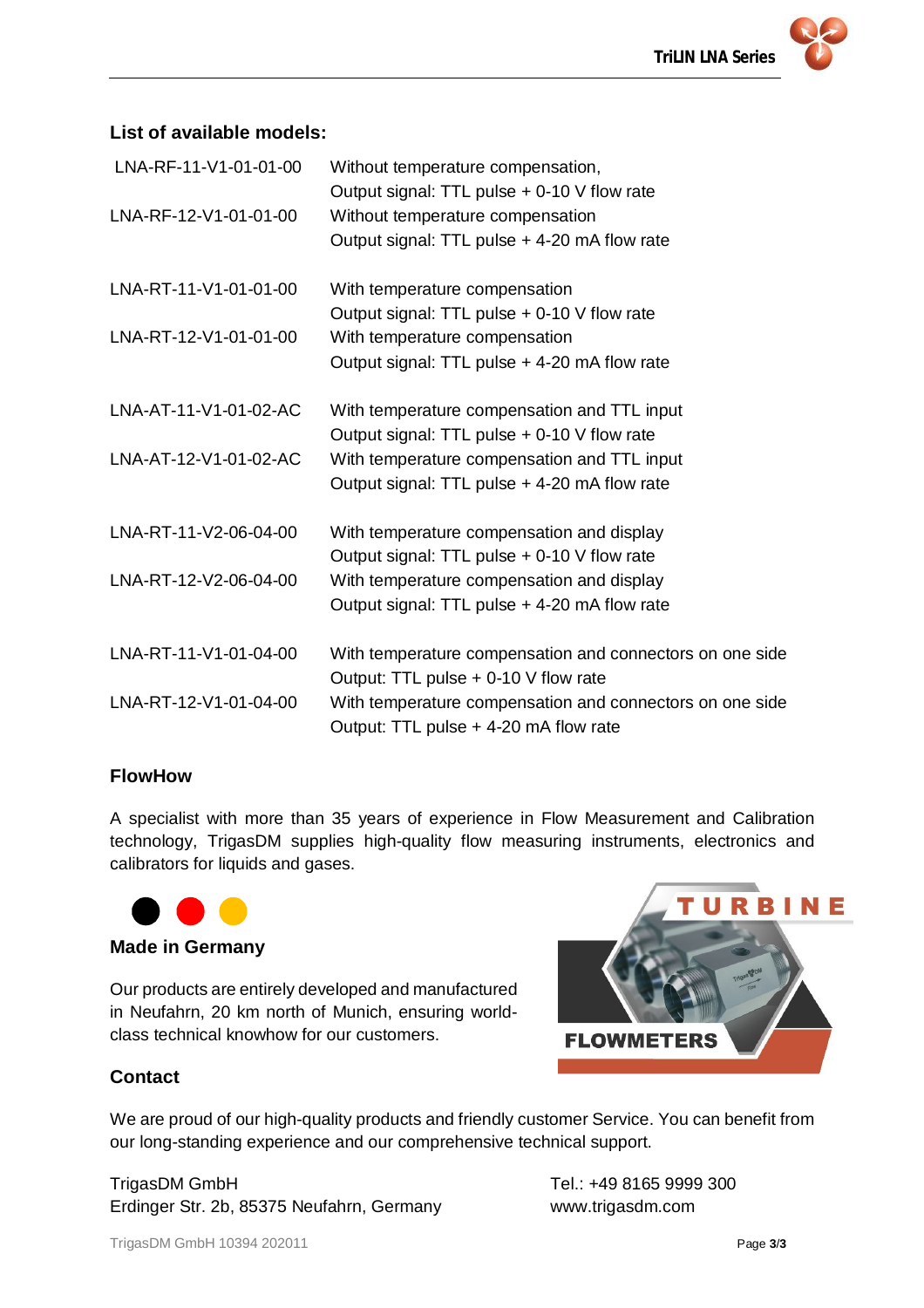## List of available models:

| | |
|---|---|
| LNA-RF-11-V1-01-01-00 | Without temperature compensation,<br>Output signal: TTL pulse + 0-10 V flow rate |
| LNA-RF-12-V1-01-01-00 | Without temperature compensation<br>Output signal: TTL pulse + 4-20 mA flow rate |
| LNA-RT-11-V1-01-01-00 | With temperature compensation<br>Output signal: TTL pulse + 0-10 V flow rate |
| LNA-RT-12-V1-01-01-00 | With temperature compensation<br>Output signal: TTL pulse + 4-20 mA flow rate |
| LNA-AT-11-V1-01-02-AC | With temperature compensation and TTL input<br>Output signal: TTL pulse + 0-10 V flow rate |
| LNA-AT-12-V1-01-02-AC | With temperature compensation and TTL input<br>Output signal: TTL pulse + 4-20 mA flow rate |
| LNA-RT-11-V2-06-04-00 | With temperature compensation and display<br>Output signal: TTL pulse + 0-10 V flow rate |
| LNA-RT-12-V2-06-04-00 | With temperature compensation and display<br>Output signal: TTL pulse + 4-20 mA flow rate |
| LNA-RT-11-V1-01-04-00 | With temperature compensation and connectors on one side<br>Output: TTL pulse + 0-10 V flow rate |
| LNA-RT-12-V1-01-04-00 | With temperature compensation and connectors on one side<br>Output: TTL pulse + 4-20 mA flow rate |

## FlowHow

A specialist with more than 35 years of experience in Flow Measurement and Calibration technology, TrigasDM supplies high-quality flow measuring instruments, electronics and calibrators for liquids and gases.

## Made in Germany

Our products are entirely developed and manufactured in Neufahrn, 20 km north of Munich, ensuring world-class technical knowhow for our customers.

TURBINE

FLOWMETERS

## Contact

We are proud of our high-quality products and friendly customer Service. You can benefit from our long-standing experience and our comprehensive technical support.

TrigasDM GmbH
Erdinger Str. 2b, 85375 Neufahrn, Germany

Tel.: +49 8165 9999 300
www.trigasdm.com

TrigasDM GmbH 10394 202011